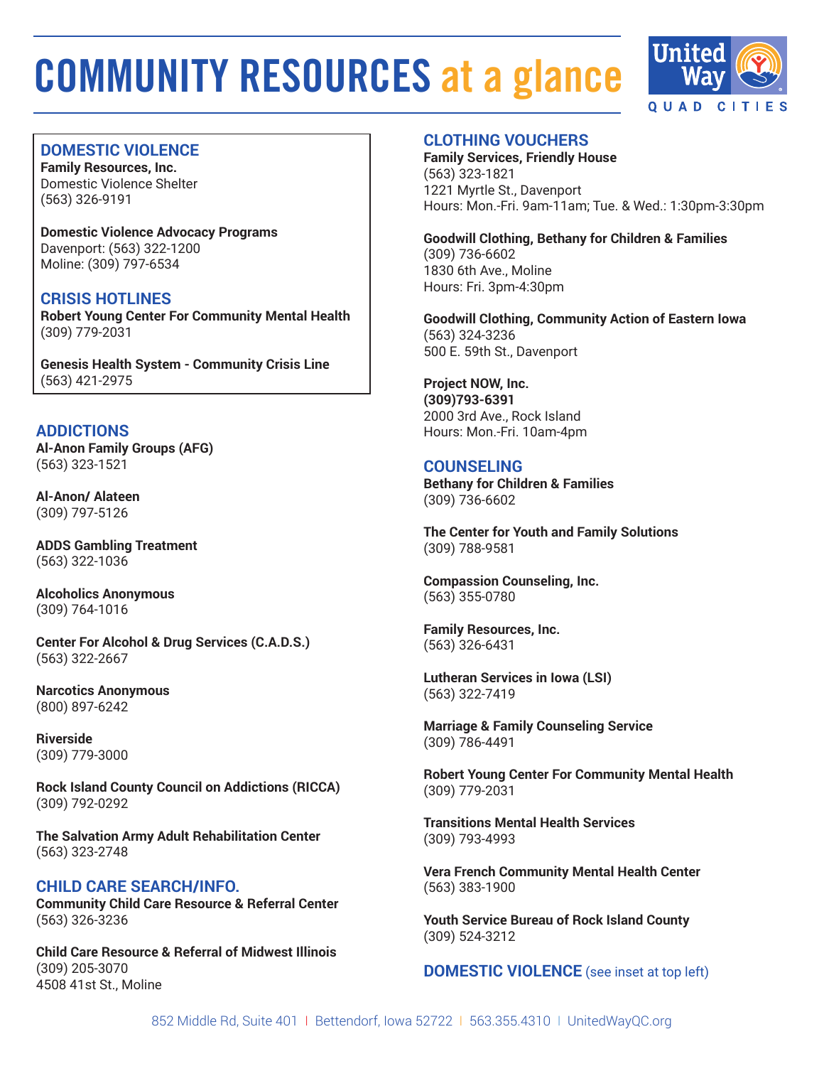# COMMUNITY RESOURCES at a glance

United Way QUAD CITIES

## DOMESTIC VIOLENCE

**Family Resources, Inc.**
Domestic Violence Shelter
(563) 326-9191

**Domestic Violence Advocacy Programs**
Davenport: (563) 322-1200
Moline: (309) 797-6534

## CRISIS HOTLINES

**Robert Young Center For Community Mental Health**
(309) 779-2031

**Genesis Health System - Community Crisis Line**
(563) 421-2975

## ADDICTIONS

**Al-Anon Family Groups (AFG)**
(563) 323-1521

**Al-Anon/ Alateen**
(309) 797-5126

**ADDS Gambling Treatment**
(563) 322-1036

**Alcoholics Anonymous**
(309) 764-1016

**Center For Alcohol & Drug Services (C.A.D.S.)**
(563) 322-2667

**Narcotics Anonymous**
(800) 897-6242

**Riverside**
(309) 779-3000

**Rock Island County Council on Addictions (RICCA)**
(309) 792-0292

**The Salvation Army Adult Rehabilitation Center**
(563) 323-2748

## CHILD CARE SEARCH/INFO.

**Community Child Care Resource & Referral Center**
(563) 326-3236

**Child Care Resource & Referral of Midwest Illinois**
(309) 205-3070
4508 41st St., Moline

## CLOTHING VOUCHERS

**Family Services, Friendly House**
(563) 323-1821
1221 Myrtle St., Davenport
Hours: Mon.-Fri. 9am-11am; Tue. & Wed.: 1:30pm-3:30pm

**Goodwill Clothing, Bethany for Children & Families**
(309) 736-6602
1830 6th Ave., Moline
Hours: Fri. 3pm-4:30pm

**Goodwill Clothing, Community Action of Eastern Iowa**
(563) 324-3236
500 E. 59th St., Davenport

**Project NOW, Inc.**
**(309)793-6391**
2000 3rd Ave., Rock Island
Hours: Mon.-Fri. 10am-4pm

## COUNSELING

**Bethany for Children & Families**
(309) 736-6602

**The Center for Youth and Family Solutions**
(309) 788-9581

**Compassion Counseling, Inc.**
(563) 355-0780

**Family Resources, Inc.**
(563) 326-6431

**Lutheran Services in Iowa (LSI)**
(563) 322-7419

**Marriage & Family Counseling Service**
(309) 786-4491

**Robert Young Center For Community Mental Health**
(309) 779-2031

**Transitions Mental Health Services**
(309) 793-4993

**Vera French Community Mental Health Center**
(563) 383-1900

**Youth Service Bureau of Rock Island County**
(309) 524-3212

## DOMESTIC VIOLENCE (see inset at top left)

852 Middle Rd, Suite 401 | Bettendorf, Iowa 52722 | 563.355.4310 | UnitedWayQC.org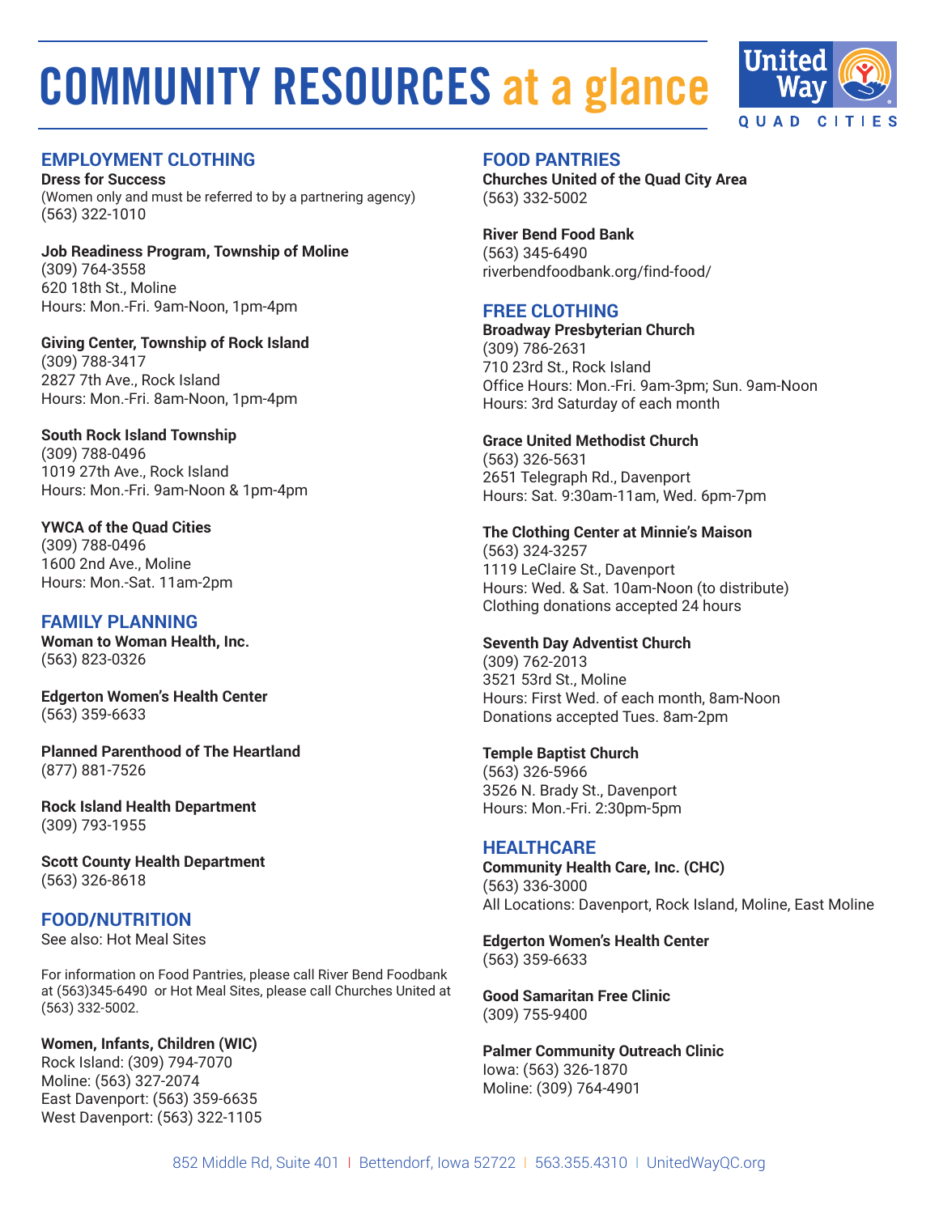# COMMUNITY RESOURCES at a glance

## EMPLOYMENT CLOTHING

**Dress for Success**
(Women only and must be referred to by a partnering agency)
(563) 322-1010

**Job Readiness Program, Township of Moline**
(309) 764-3558
620 18th St., Moline
Hours: Mon.-Fri. 9am-Noon, 1pm-4pm

**Giving Center, Township of Rock Island**
(309) 788-3417
2827 7th Ave., Rock Island
Hours: Mon.-Fri. 8am-Noon, 1pm-4pm

**South Rock Island Township**
(309) 788-0496
1019 27th Ave., Rock Island
Hours: Mon.-Fri. 9am-Noon & 1pm-4pm

**YWCA of the Quad Cities**
(309) 788-0496
1600 2nd Ave., Moline
Hours: Mon.-Sat. 11am-2pm

## FAMILY PLANNING

**Woman to Woman Health, Inc.**
(563) 823-0326

**Edgerton Women's Health Center**
(563) 359-6633

**Planned Parenthood of The Heartland**
(877) 881-7526

**Rock Island Health Department**
(309) 793-1955

**Scott County Health Department**
(563) 326-8618

## FOOD/NUTRITION

See also: Hot Meal Sites

For information on Food Pantries, please call River Bend Foodbank at (563)345-6490 or Hot Meal Sites, please call Churches United at (563) 332-5002.

**Women, Infants, Children (WIC)**
Rock Island: (309) 794-7070
Moline: (563) 327-2074
East Davenport: (563) 359-6635
West Davenport: (563) 322-1105

## FOOD PANTRIES

**Churches United of the Quad City Area**
(563) 332-5002

**River Bend Food Bank**
(563) 345-6490
riverbendfoodbank.org/find-food/

## FREE CLOTHING

**Broadway Presbyterian Church**
(309) 786-2631
710 23rd St., Rock Island
Office Hours: Mon.-Fri. 9am-3pm; Sun. 9am-Noon
Hours: 3rd Saturday of each month

**Grace United Methodist Church**
(563) 326-5631
2651 Telegraph Rd., Davenport
Hours: Sat. 9:30am-11am, Wed. 6pm-7pm

**The Clothing Center at Minnie's Maison**
(563) 324-3257
1119 LeClaire St., Davenport
Hours: Wed. & Sat. 10am-Noon (to distribute)
Clothing donations accepted 24 hours

**Seventh Day Adventist Church**
(309) 762-2013
3521 53rd St., Moline
Hours: First Wed. of each month, 8am-Noon
Donations accepted Tues. 8am-2pm

**Temple Baptist Church**
(563) 326-5966
3526 N. Brady St., Davenport
Hours: Mon.-Fri. 2:30pm-5pm

## HEALTHCARE

**Community Health Care, Inc. (CHC)**
(563) 336-3000
All Locations: Davenport, Rock Island, Moline, East Moline

**Edgerton Women's Health Center**
(563) 359-6633

**Good Samaritan Free Clinic**
(309) 755-9400

**Palmer Community Outreach Clinic**
Iowa: (563) 326-1870
Moline: (309) 764-4901

852 Middle Rd, Suite 401 | Bettendorf, Iowa 52722 | 563.355.4310 | UnitedWayQC.org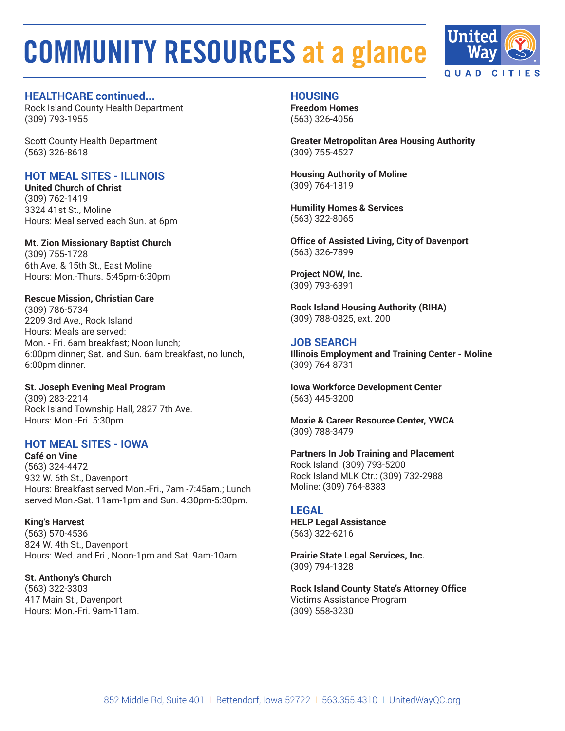# COMMUNITY RESOURCES at a glance

## HEALTHCARE continued...

Rock Island County Health Department
(309) 793-1955

Scott County Health Department
(563) 326-8618

## HOT MEAL SITES - ILLINOIS

**United Church of Christ**
(309) 762-1419
3324 41st St., Moline
Hours: Meal served each Sun. at 6pm

**Mt. Zion Missionary Baptist Church**
(309) 755-1728
6th Ave. & 15th St., East Moline
Hours: Mon.-Thurs. 5:45pm-6:30pm

**Rescue Mission, Christian Care**
(309) 786-5734
2209 3rd Ave., Rock Island
Hours: Meals are served:
Mon. - Fri. 6am breakfast; Noon lunch;
6:00pm dinner; Sat. and Sun. 6am breakfast, no lunch, 6:00pm dinner.

**St. Joseph Evening Meal Program**
(309) 283-2214
Rock Island Township Hall, 2827 7th Ave.
Hours: Mon.-Fri. 5:30pm

## HOT MEAL SITES - IOWA

**Café on Vine**
(563) 324-4472
932 W. 6th St., Davenport
Hours: Breakfast served Mon.-Fri., 7am -7:45am.; Lunch served Mon.-Sat. 11am-1pm and Sun. 4:30pm-5:30pm.

**King's Harvest**
(563) 570-4536
824 W. 4th St., Davenport
Hours: Wed. and Fri., Noon-1pm and Sat. 9am-10am.

**St. Anthony's Church**
(563) 322-3303
417 Main St., Davenport
Hours: Mon.-Fri. 9am-11am.

## HOUSING

**Freedom Homes**
(563) 326-4056

**Greater Metropolitan Area Housing Authority**
(309) 755-4527

**Housing Authority of Moline**
(309) 764-1819

**Humility Homes & Services**
(563) 322-8065

**Office of Assisted Living, City of Davenport**
(563) 326-7899

**Project NOW, Inc.**
(309) 793-6391

**Rock Island Housing Authority (RIHA)**
(309) 788-0825, ext. 200

## JOB SEARCH

**Illinois Employment and Training Center - Moline**
(309) 764-8731

**Iowa Workforce Development Center**
(563) 445-3200

**Moxie & Career Resource Center, YWCA**
(309) 788-3479

**Partners In Job Training and Placement**
Rock Island: (309) 793-5200
Rock Island MLK Ctr.: (309) 732-2988
Moline: (309) 764-8383

## LEGAL

**HELP Legal Assistance**
(563) 322-6216

**Prairie State Legal Services, Inc.**
(309) 794-1328

**Rock Island County State's Attorney Office**
Victims Assistance Program
(309) 558-3230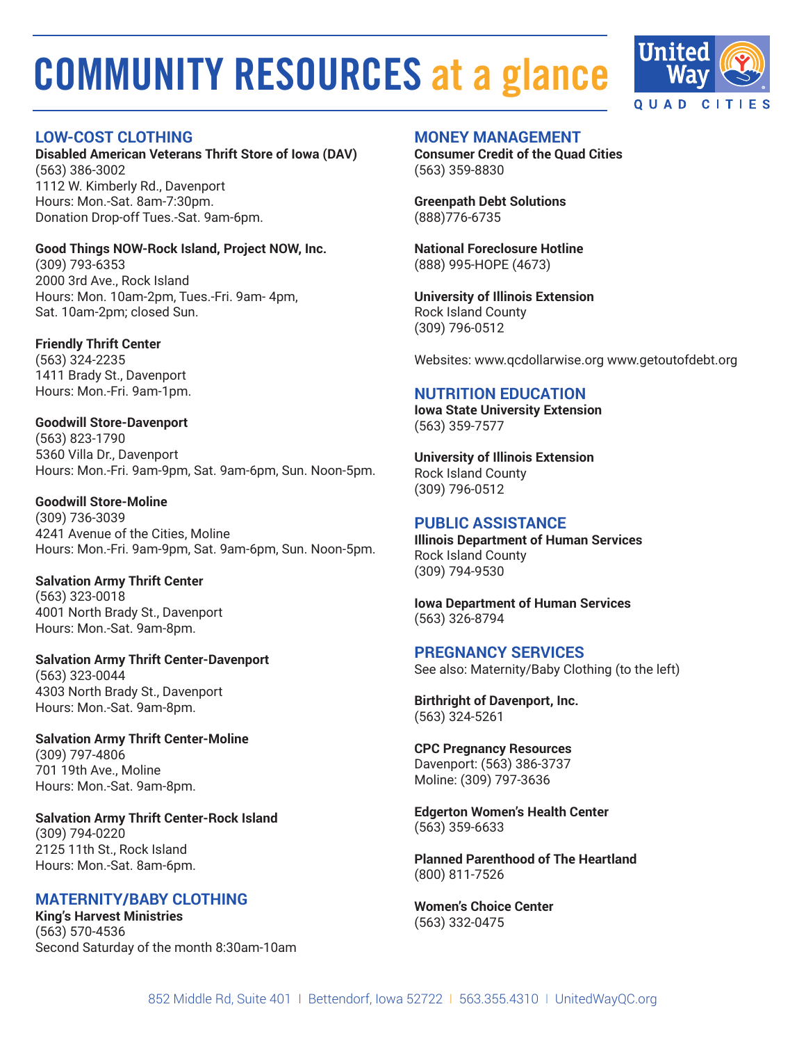# COMMUNITY RESOURCES at a glance

## LOW-COST CLOTHING

**Disabled American Veterans Thrift Store of Iowa (DAV)**
(563) 386-3002
1112 W. Kimberly Rd., Davenport
Hours: Mon.-Sat. 8am-7:30pm.
Donation Drop-off Tues.-Sat. 9am-6pm.

**Good Things NOW-Rock Island, Project NOW, Inc.**
(309) 793-6353
2000 3rd Ave., Rock Island
Hours: Mon. 10am-2pm, Tues.-Fri. 9am- 4pm,
Sat. 10am-2pm; closed Sun.

**Friendly Thrift Center**
(563) 324-2235
1411 Brady St., Davenport
Hours: Mon.-Fri. 9am-1pm.

**Goodwill Store-Davenport**
(563) 823-1790
5360 Villa Dr., Davenport
Hours: Mon.-Fri. 9am-9pm, Sat. 9am-6pm, Sun. Noon-5pm.

**Goodwill Store-Moline**
(309) 736-3039
4241 Avenue of the Cities, Moline
Hours: Mon.-Fri. 9am-9pm, Sat. 9am-6pm, Sun. Noon-5pm.

**Salvation Army Thrift Center**
(563) 323-0018
4001 North Brady St., Davenport
Hours: Mon.-Sat. 9am-8pm.

**Salvation Army Thrift Center-Davenport**
(563) 323-0044
4303 North Brady St., Davenport
Hours: Mon.-Sat. 9am-8pm.

**Salvation Army Thrift Center-Moline**
(309) 797-4806
701 19th Ave., Moline
Hours: Mon.-Sat. 9am-8pm.

**Salvation Army Thrift Center-Rock Island**
(309) 794-0220
2125 11th St., Rock Island
Hours: Mon.-Sat. 8am-6pm.

## MATERNITY/BABY CLOTHING

**King's Harvest Ministries**
(563) 570-4536
Second Saturday of the month 8:30am-10am

## MONEY MANAGEMENT

**Consumer Credit of the Quad Cities**
(563) 359-8830

**Greenpath Debt Solutions**
(888)776-6735

**National Foreclosure Hotline**
(888) 995-HOPE (4673)

**University of Illinois Extension**
Rock Island County
(309) 796-0512

Websites: www.qcdollarwise.org www.getoutofdebt.org

## NUTRITION EDUCATION

**Iowa State University Extension**
(563) 359-7577

**University of Illinois Extension**
Rock Island County
(309) 796-0512

## PUBLIC ASSISTANCE

**Illinois Department of Human Services**
Rock Island County
(309) 794-9530

**Iowa Department of Human Services**
(563) 326-8794

## PREGNANCY SERVICES

See also: Maternity/Baby Clothing (to the left)

**Birthright of Davenport, Inc.**
(563) 324-5261

**CPC Pregnancy Resources**
Davenport: (563) 386-3737
Moline: (309) 797-3636

**Edgerton Women's Health Center**
(563) 359-6633

**Planned Parenthood of The Heartland**
(800) 811-7526

**Women's Choice Center**
(563) 332-0475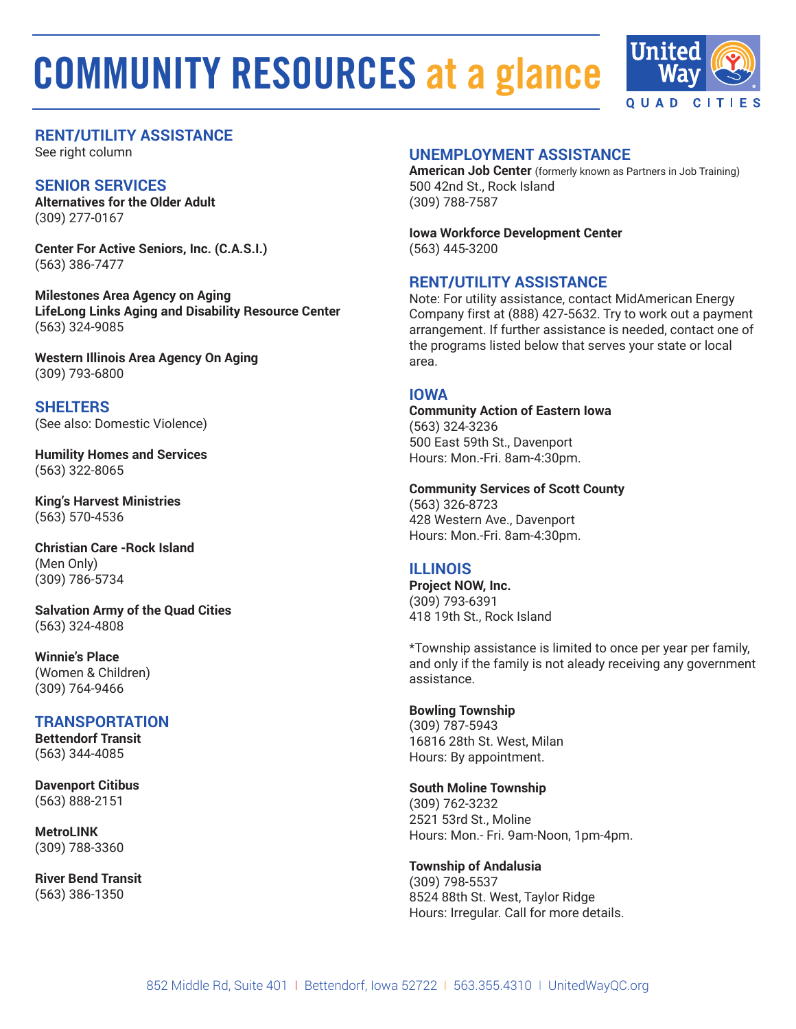# COMMUNITY RESOURCES at a glance

## RENT/UTILITY ASSISTANCE
See right column

## SENIOR SERVICES
**Alternatives for the Older Adult**
(309) 277-0167

**Center For Active Seniors, Inc. (C.A.S.I.)**
(563) 386-7477

**Milestones Area Agency on Aging**
**LifeLong Links Aging and Disability Resource Center**
(563) 324-9085

**Western Illinois Area Agency On Aging**
(309) 793-6800

## SHELTERS
(See also: Domestic Violence)

**Humility Homes and Services**
(563) 322-8065

**King's Harvest Ministries**
(563) 570-4536

**Christian Care -Rock Island**
(Men Only)
(309) 786-5734

**Salvation Army of the Quad Cities**
(563) 324-4808

**Winnie's Place**
(Women & Children)
(309) 764-9466

## TRANSPORTATION
**Bettendorf Transit**
(563) 344-4085

**Davenport Citibus**
(563) 888-2151

**MetroLINK**
(309) 788-3360

**River Bend Transit**
(563) 386-1350

## UNEMPLOYMENT ASSISTANCE
**American Job Center** (formerly known as Partners in Job Training)
500 42nd St., Rock Island
(309) 788-7587

**Iowa Workforce Development Center**
(563) 445-3200

## RENT/UTILITY ASSISTANCE
Note: For utility assistance, contact MidAmerican Energy Company first at (888) 427-5632. Try to work out a payment arrangement. If further assistance is needed, contact one of the programs listed below that serves your state or local area.

### IOWA
**Community Action of Eastern Iowa**
(563) 324-3236
500 East 59th St., Davenport
Hours: Mon.-Fri. 8am-4:30pm.

**Community Services of Scott County**
(563) 326-8723
428 Western Ave., Davenport
Hours: Mon.-Fri. 8am-4:30pm.

### ILLINOIS
**Project NOW, Inc.**
(309) 793-6391
418 19th St., Rock Island

*Township assistance is limited to once per year per family, and only if the family is not aleady receiving any government assistance.

**Bowling Township**
(309) 787-5943
16816 28th St. West, Milan
Hours: By appointment.

**South Moline Township**
(309) 762-3232
2521 53rd St., Moline
Hours: Mon.- Fri. 9am-Noon, 1pm-4pm.

**Township of Andalusia**
(309) 798-5537
8524 88th St. West, Taylor Ridge
Hours: Irregular. Call for more details.

852 Middle Rd, Suite 401 | Bettendorf, Iowa 52722 | 563.355.4310 | UnitedWayQC.org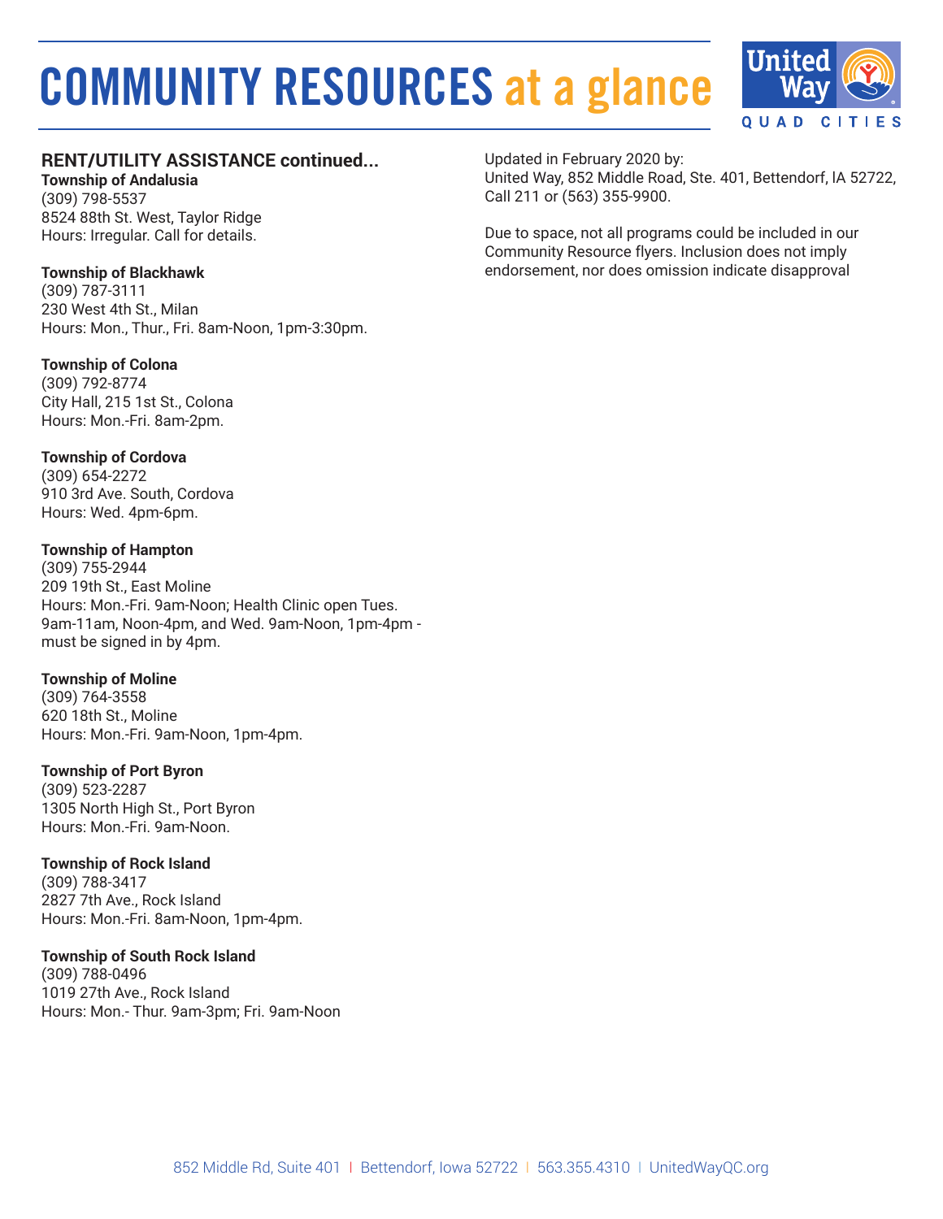# COMMUNITY RESOURCES at a glance

## RENT/UTILITY ASSISTANCE continued...

**Township of Andalusia**
(309) 798-5537
8524 88th St. West, Taylor Ridge
Hours: Irregular. Call for details.

**Township of Blackhawk**
(309) 787-3111
230 West 4th St., Milan
Hours: Mon., Thur., Fri. 8am-Noon, 1pm-3:30pm.

**Township of Colona**
(309) 792-8774
City Hall, 215 1st St., Colona
Hours: Mon.-Fri. 8am-2pm.

**Township of Cordova**
(309) 654-2272
910 3rd Ave. South, Cordova
Hours: Wed. 4pm-6pm.

**Township of Hampton**
(309) 755-2944
209 19th St., East Moline
Hours: Mon.-Fri. 9am-Noon; Health Clinic open Tues. 9am-11am, Noon-4pm, and Wed. 9am-Noon, 1pm-4pm - must be signed in by 4pm.

**Township of Moline**
(309) 764-3558
620 18th St., Moline
Hours: Mon.-Fri. 9am-Noon, 1pm-4pm.

**Township of Port Byron**
(309) 523-2287
1305 North High St., Port Byron
Hours: Mon.-Fri. 9am-Noon.

**Township of Rock Island**
(309) 788-3417
2827 7th Ave., Rock Island
Hours: Mon.-Fri. 8am-Noon, 1pm-4pm.

**Township of South Rock Island**
(309) 788-0496
1019 27th Ave., Rock Island
Hours: Mon.- Thur. 9am-3pm; Fri. 9am-Noon

Updated in February 2020 by:
United Way, 852 Middle Road, Ste. 401, Bettendorf, IA 52722, Call 211 or (563) 355-9900.

Due to space, not all programs could be included in our Community Resource flyers. Inclusion does not imply endorsement, nor does omission indicate disapproval

852 Middle Rd, Suite 401 | Bettendorf, Iowa 52722 | 563.355.4310 | UnitedWayQC.org